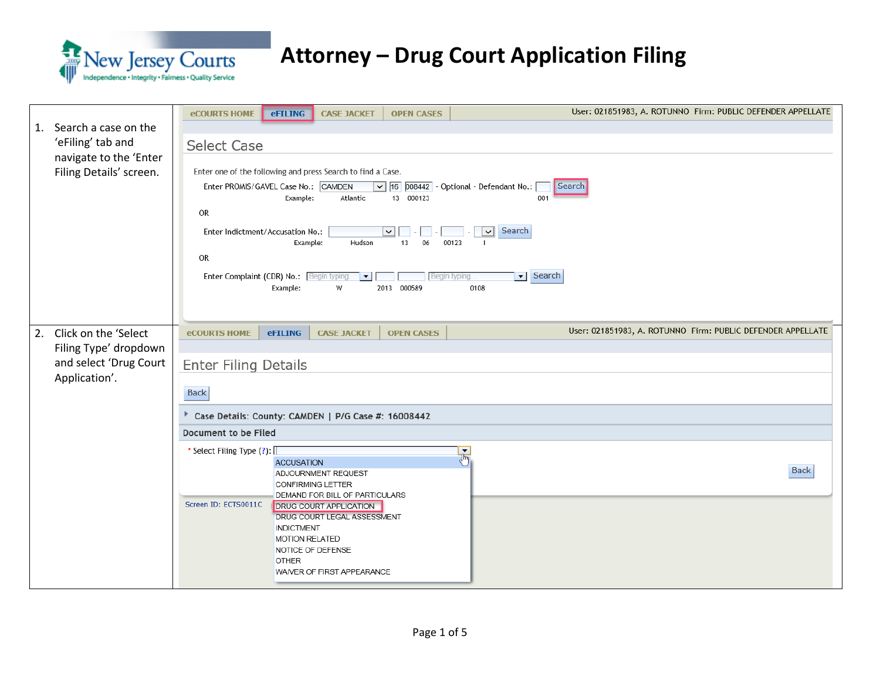# Attorney – Drug Court Application Filing

| | |
|---|---|
| 1. Search a case on the 'eFiling' tab and navigate to the 'Enter Filing Details' screen. | eCOURTS HOME · eFILING · CASE JACKET · OPEN CASES — User: 021851983, A. ROTUNNO Firm: PUBLIC DEFENDER APPELLATE<br><br>**Select Case**<br><br>Enter one of the following and press Search to find a Case.<br><br>Enter PROMIS/GAVEL Case No.: CAMDEN 16 008442 - Optional - Defendant No.: [ ] Search<br>Example: Atlantic 13 000123 001<br><br>OR<br><br>Enter Indictment/Accusation No.: [ ] - [ ] - [ ] - [ ] Search<br>Example: Hudson 13 06 00123 I<br><br>OR<br><br>Enter Complaint (CDR) No.: Begin typing [ ] [ ] Begin typing Search<br>Example: W 2013 000589 0108 |
| 2. Click on the 'Select Filing Type' dropdown and select 'Drug Court Application'. | eCOURTS HOME · eFILING · CASE JACKET · OPEN CASES — User: 021851983, A. ROTUNNO Firm: PUBLIC DEFENDER APPELLATE<br><br>**Enter Filing Details**<br><br>Back<br><br>Case Details: County: CAMDEN \| P/G Case #: 16008442<br><br>**Document to be Filed**<br><br>* Select Filing Type (?):<br>ACCUSATION<br>ADJOURNMENT REQUEST<br>CONFIRMING LETTER<br>DEMAND FOR BILL OF PARTICULARS<br>DRUG COURT APPLICATION<br>DRUG COURT LEGAL ASSESSMENT<br>INDICTMENT<br>MOTION RELATED<br>NOTICE OF DEFENSE<br>OTHER<br>WAIVER OF FIRST APPEARANCE<br><br>Back<br><br>Screen ID: ECTS0011C |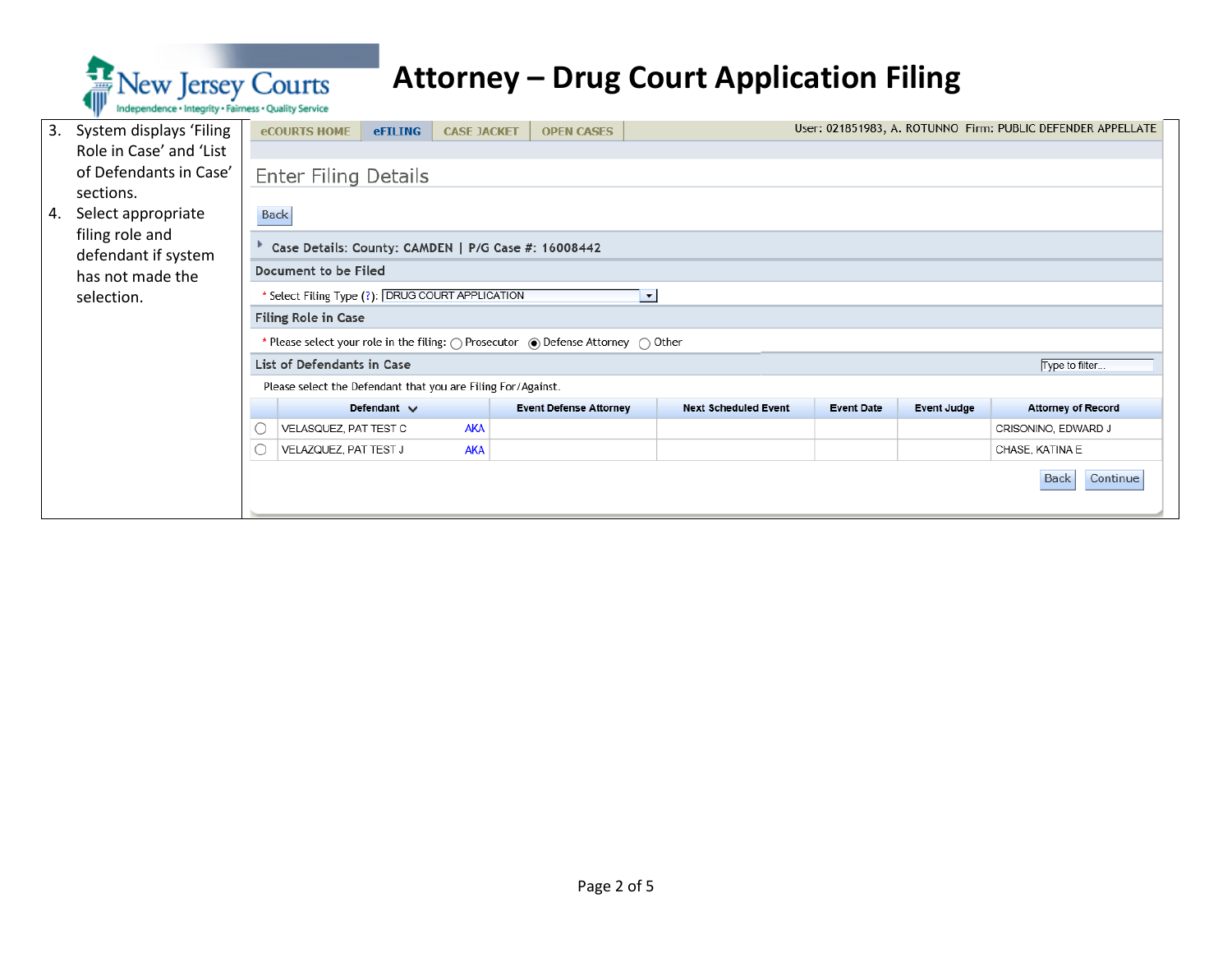# Attorney – Drug Court Application Filing

3. System displays 'Filing Role in Case' and 'List of Defendants in Case' sections.
4. Select appropriate filing role and defendant if system has not made the selection.

eCOURTS HOME | eFILING | CASE JACKET | OPEN CASES

User: 021851983, A. ROTUNNO Firm: PUBLIC DEFENDER APPELLATE

## Enter Filing Details

Back

**Case Details: County: CAMDEN | P/G Case #: 16008442**

**Document to be Filed**

\* Select Filing Type (?): DRUG COURT APPLICATION

**Filing Role in Case**

\* Please select your role in the filing: ○ Prosecutor ◉ Defense Attorney ○ Other

**List of Defendants in Case**

Type to filter...

Please select the Defendant that you are Filing For/Against.

| | Defendant | Event Defense Attorney | Next Scheduled Event | Event Date | Event Judge | Attorney of Record |
|---|---|---|---|---|---|---|
| ○ | VELASQUEZ, PAT TEST C AKA | | | | | CRISONINO, EDWARD J |
| ○ | VELAZQUEZ, PAT TEST J AKA | | | | | CHASE, KATINA E |

Back Continue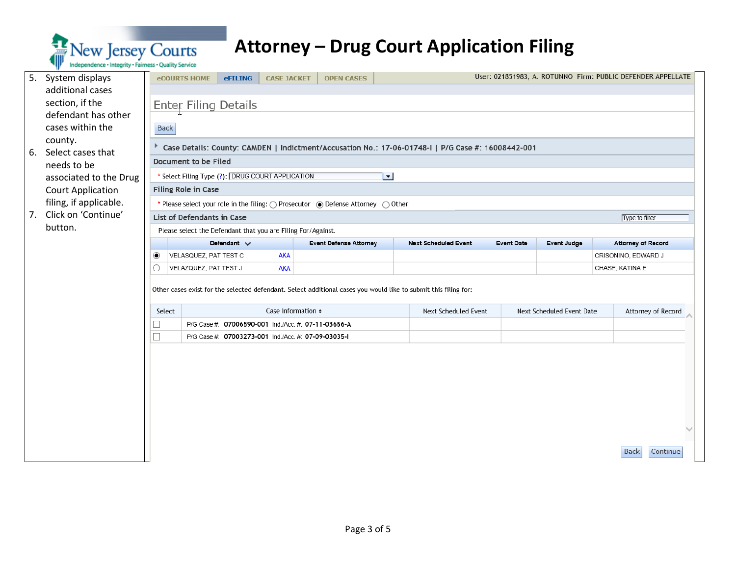# Attorney – Drug Court Application Filing

5. System displays additional cases section, if the defendant has other cases within the county.
6. Select cases that needs to be associated to the Drug Court Application filing, if applicable.
7. Click on 'Continue' button.

eCOURTS HOME | eFILING | CASE JACKET | OPEN CASES

User: 021851983, A. ROTUNNO Firm: PUBLIC DEFENDER APPELLATE

## Enter Filing Details

Back

Case Details: County: CAMDEN | Indictment/Accusation No.: 17-06-01748-I | P/G Case #: 16008442-001

**Document to be Filed**

\* Select Filing Type (?): DRUG COURT APPLICATION

**Filing Role in Case**

\* Please select your role in the filing: ○ Prosecutor ◉ Defense Attorney ○ Other

**List of Defendants in Case**

Type to filter...

Please select the Defendant that you are Filing For/Against.

| | Defendant | Event Defense Attorney | Next Scheduled Event | Event Date | Event Judge | Attorney of Record |
|---|---|---|---|---|---|---|
| ◉ | VELASQUEZ, PAT TEST C AKA | | | | | CRISONINO, EDWARD J |
| ○ | VELAZQUEZ, PAT TEST J AKA | | | | | CHASE, KATINA E |

Other cases exist for the selected defendant. Select additional cases you would like to submit this filing for:

| Select | Case Information | Next Scheduled Event | Next Scheduled Event Date | Attorney of Record |
|---|---|---|---|---|
| ☐ | P/G Case #: 07006590-001 Ind./Acc. #: 07-11-03656-A | | | |
| ☐ | P/G Case #: 07003273-001 Ind./Acc. #: 07-09-03035-I | | | |

Back | Continue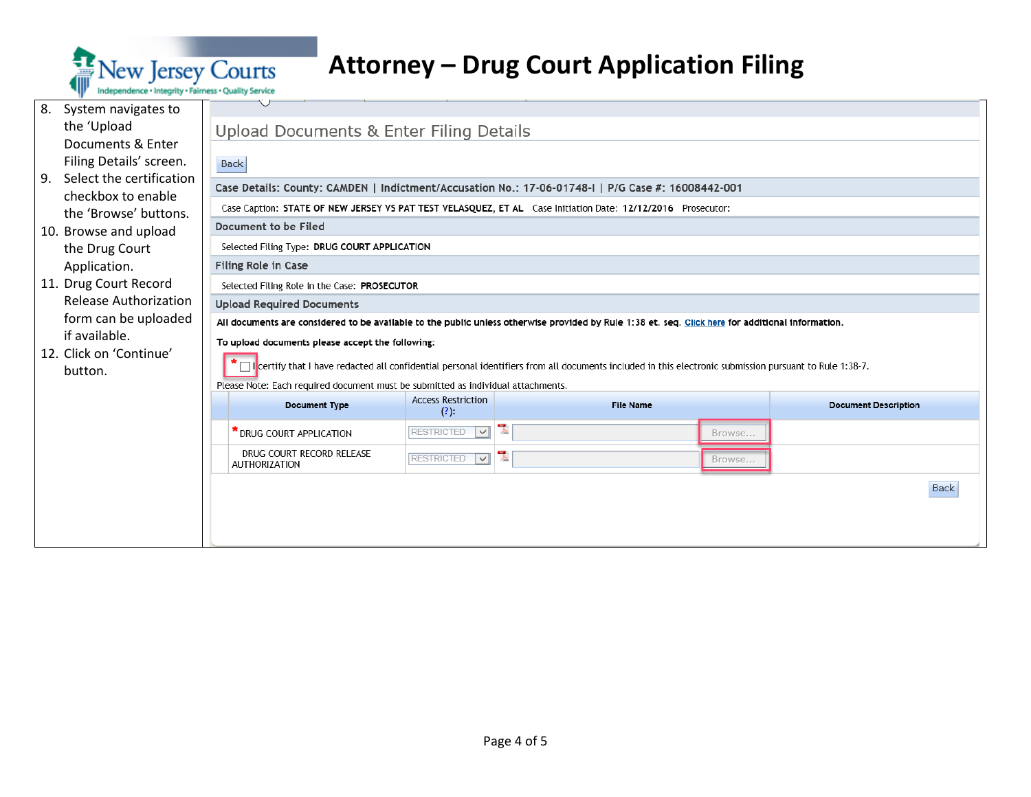8. System navigates to the 'Upload Documents & Enter Filing Details' screen.
9. Select the certification checkbox to enable the 'Browse' buttons.
10. Browse and upload the Drug Court Application.
11. Drug Court Record Release Authorization form can be uploaded if available.
12. Click on 'Continue' button.

Upload Documents & Enter Filing Details

Back

**Case Details: County: CAMDEN | Indictment/Accusation No.: 17-06-01748-I | P/G Case #: 16008442-001**

Case Caption: **STATE OF NEW JERSEY VS PAT TEST VELASQUEZ, ET AL** Case Initiation Date: **12/12/2016** Prosecutor:

**Document to be Filed**

Selected Filing Type: **DRUG COURT APPLICATION**

**Filing Role in Case**

Selected Filing Role in the Case: **PROSECUTOR**

**Upload Required Documents**

**All documents are considered to be available to the public unless otherwise provided by Rule 1:38 et. seq. Click here for additional information.**

**To upload documents please accept the following:**

* ☐ I certify that I have redacted all confidential personal identifiers from all documents included in this electronic submission pursuant to Rule 1:38-7.

Please Note: Each required document must be submitted as individual attachments.

| Document Type | Access Restriction (?): | File Name | Document Description |
|---|---|---|---|
| * DRUG COURT APPLICATION | RESTRICTED | Browse... | |
| DRUG COURT RECORD RELEASE AUTHORIZATION | RESTRICTED | Browse... | |

Back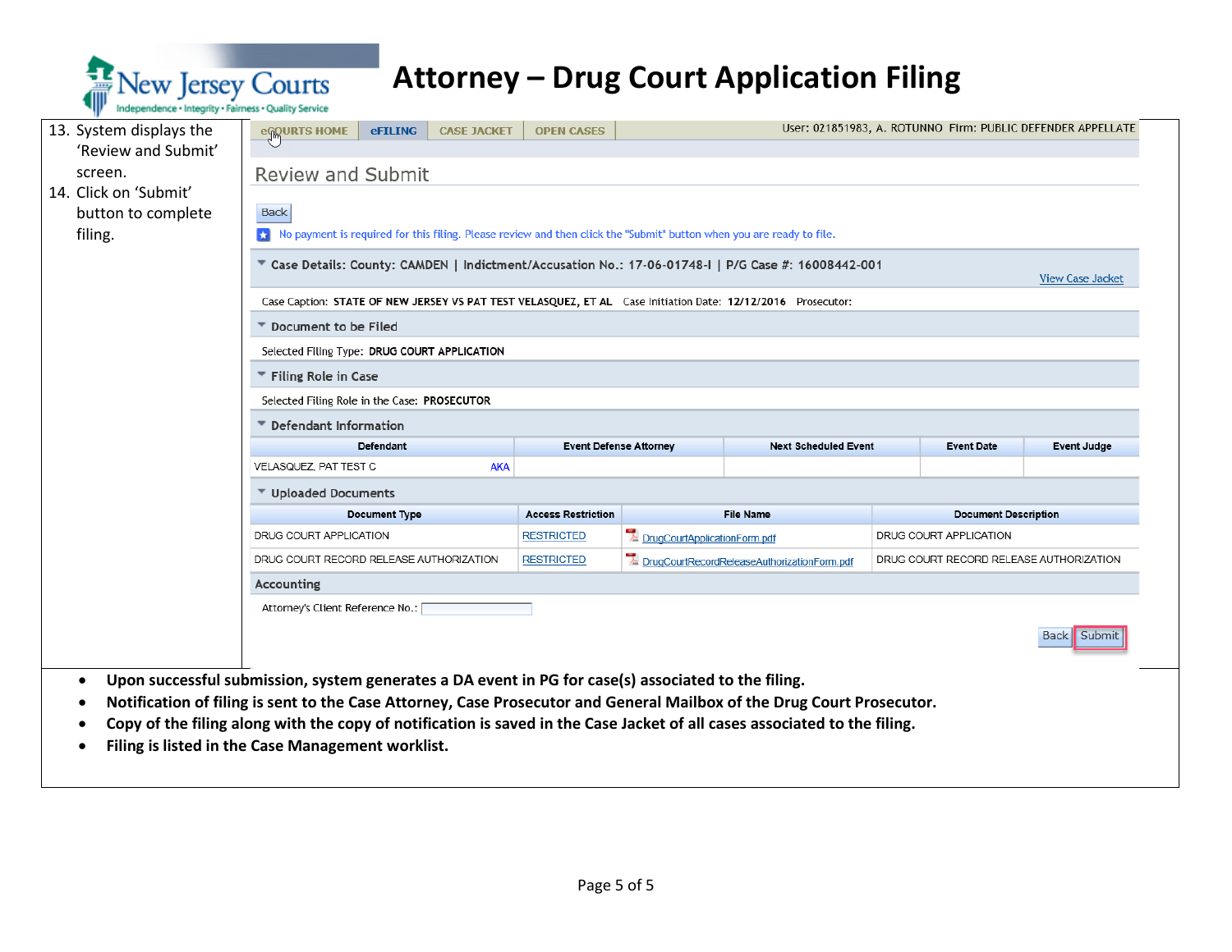# Attorney – Drug Court Application Filing

13. System displays the 'Review and Submit' screen.
14. Click on 'Submit' button to complete filing.

eCOURTS HOME | eFILING | CASE JACKET | OPEN CASES

User: 021851983, A. ROTUNNO Firm: PUBLIC DEFENDER APPELLATE

## Review and Submit

Back

No payment is required for this filing. Please review and then click the "Submit" button when you are ready to file.

**Case Details: County: CAMDEN | Indictment/Accusation No.: 17-06-01748-I | P/G Case #: 16008442-001**

View Case Jacket

Case Caption: **STATE OF NEW JERSEY VS PAT TEST VELASQUEZ, ET AL** Case Initiation Date: **12/12/2016** Prosecutor:

**Document to be Filed**

Selected Filing Type: **DRUG COURT APPLICATION**

**Filing Role in Case**

Selected Filing Role in the Case: **PROSECUTOR**

**Defendant Information**

| Defendant | Event Defense Attorney | Next Scheduled Event | Event Date | Event Judge |
|---|---|---|---|---|
| VELASQUEZ, PAT TEST C AKA | | | | |

**Uploaded Documents**

| Document Type | Access Restriction | File Name | Document Description |
|---|---|---|---|
| DRUG COURT APPLICATION | RESTRICTED | DrugCourtApplicationForm.pdf | DRUG COURT APPLICATION |
| DRUG COURT RECORD RELEASE AUTHORIZATION | RESTRICTED | DrugCourtRecordReleaseAuthorizationForm.pdf | DRUG COURT RECORD RELEASE AUTHORIZATION |

**Accounting**

Attorney's Client Reference No.:

Back | Submit

- **Upon successful submission, system generates a DA event in PG for case(s) associated to the filing.**
- **Notification of filing is sent to the Case Attorney, Case Prosecutor and General Mailbox of the Drug Court Prosecutor.**
- **Copy of the filing along with the copy of notification is saved in the Case Jacket of all cases associated to the filing.**
- **Filing is listed in the Case Management worklist.**